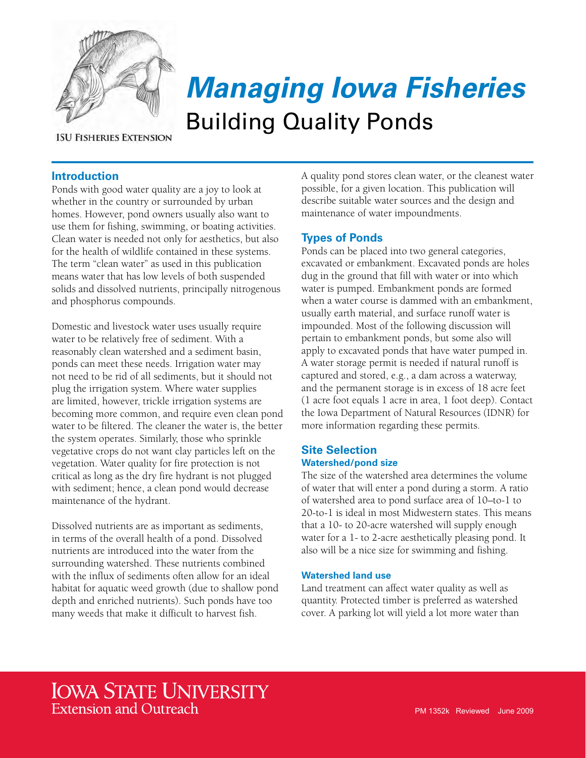ISU Fisheries Extension

# *Managing Iowa Fisheries*

## Building Quality Ponds

### Introduction

Ponds with good water quality are a joy to look at whether in the country or surrounded by urban homes. However, pond owners usually also want to use them for fishing, swimming, or boating activities. Clean water is needed not only for aesthetics, but also for the health of wildlife contained in these systems. The term "clean water" as used in this publication means water that has low levels of both suspended solids and dissolved nutrients, principally nitrogenous and phosphorus compounds.

Domestic and livestock water uses usually require water to be relatively free of sediment. With a reasonably clean watershed and a sediment basin, ponds can meet these needs. Irrigation water may not need to be rid of all sediments, but it should not plug the irrigation system. Where water supplies are limited, however, trickle irrigation systems are becoming more common, and require even clean pond water to be filtered. The cleaner the water is, the better the system operates. Similarly, those who sprinkle vegetative crops do not want clay particles left on the vegetation. Water quality for fire protection is not critical as long as the dry fire hydrant is not plugged with sediment; hence, a clean pond would decrease maintenance of the hydrant.

Dissolved nutrients are as important as sediments, in terms of the overall health of a pond. Dissolved nutrients are introduced into the water from the surrounding watershed. These nutrients combined with the influx of sediments often allow for an ideal habitat for aquatic weed growth (due to shallow pond depth and enriched nutrients). Such ponds have too many weeds that make it difficult to harvest fish.

A quality pond stores clean water, or the cleanest water possible, for a given location. This publication will describe suitable water sources and the design and maintenance of water impoundments.

### Types of Ponds

Ponds can be placed into two general categories, excavated or embankment. Excavated ponds are holes dug in the ground that fill with water or into which water is pumped. Embankment ponds are formed when a water course is dammed with an embankment, usually earth material, and surface runoff water is impounded. Most of the following discussion will pertain to embankment ponds, but some also will apply to excavated ponds that have water pumped in. A water storage permit is needed if natural runoff is captured and stored, e.g., a dam across a waterway, and the permanent storage is in excess of 18 acre feet (1 acre foot equals 1 acre in area, 1 foot deep). Contact the Iowa Department of Natural Resources (IDNR) for more information regarding these permits.

### Site Selection

#### Watershed/pond size

The size of the watershed area determines the volume of water that will enter a pond during a storm. A ratio of watershed area to pond surface area of 10–to-1 to 20-to-1 is ideal in most Midwestern states. This means that a 10- to 20-acre watershed will supply enough water for a 1- to 2-acre aesthetically pleasing pond. It also will be a nice size for swimming and fishing.

#### Watershed land use

Land treatment can affect water quality as well as quantity. Protected timber is preferred as watershed cover. A parking lot will yield a lot more water than

Iowa State University Extension and Outreach

PM 1352k Reviewed June 2009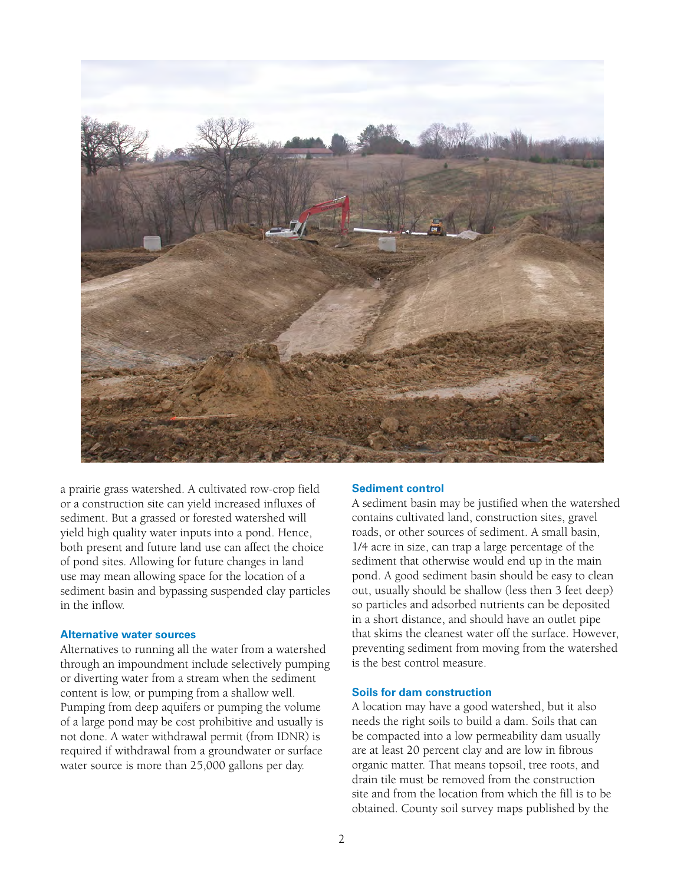a prairie grass watershed. A cultivated row-crop field or a construction site can yield increased influxes of sediment. But a grassed or forested watershed will yield high quality water inputs into a pond. Hence, both present and future land use can affect the choice of pond sites. Allowing for future changes in land use may mean allowing space for the location of a sediment basin and bypassing suspended clay particles in the inflow.

### Alternative water sources

Alternatives to running all the water from a watershed through an impoundment include selectively pumping or diverting water from a stream when the sediment content is low, or pumping from a shallow well. Pumping from deep aquifers or pumping the volume of a large pond may be cost prohibitive and usually is not done. A water withdrawal permit (from IDNR) is required if withdrawal from a groundwater or surface water source is more than 25,000 gallons per day.

### Sediment control

A sediment basin may be justified when the watershed contains cultivated land, construction sites, gravel roads, or other sources of sediment. A small basin, 1/4 acre in size, can trap a large percentage of the sediment that otherwise would end up in the main pond. A good sediment basin should be easy to clean out, usually should be shallow (less then 3 feet deep) so particles and adsorbed nutrients can be deposited in a short distance, and should have an outlet pipe that skims the cleanest water off the surface. However, preventing sediment from moving from the watershed is the best control measure.

### Soils for dam construction

A location may have a good watershed, but it also needs the right soils to build a dam. Soils that can be compacted into a low permeability dam usually are at least 20 percent clay and are low in fibrous organic matter. That means topsoil, tree roots, and drain tile must be removed from the construction site and from the location from which the fill is to be obtained. County soil survey maps published by the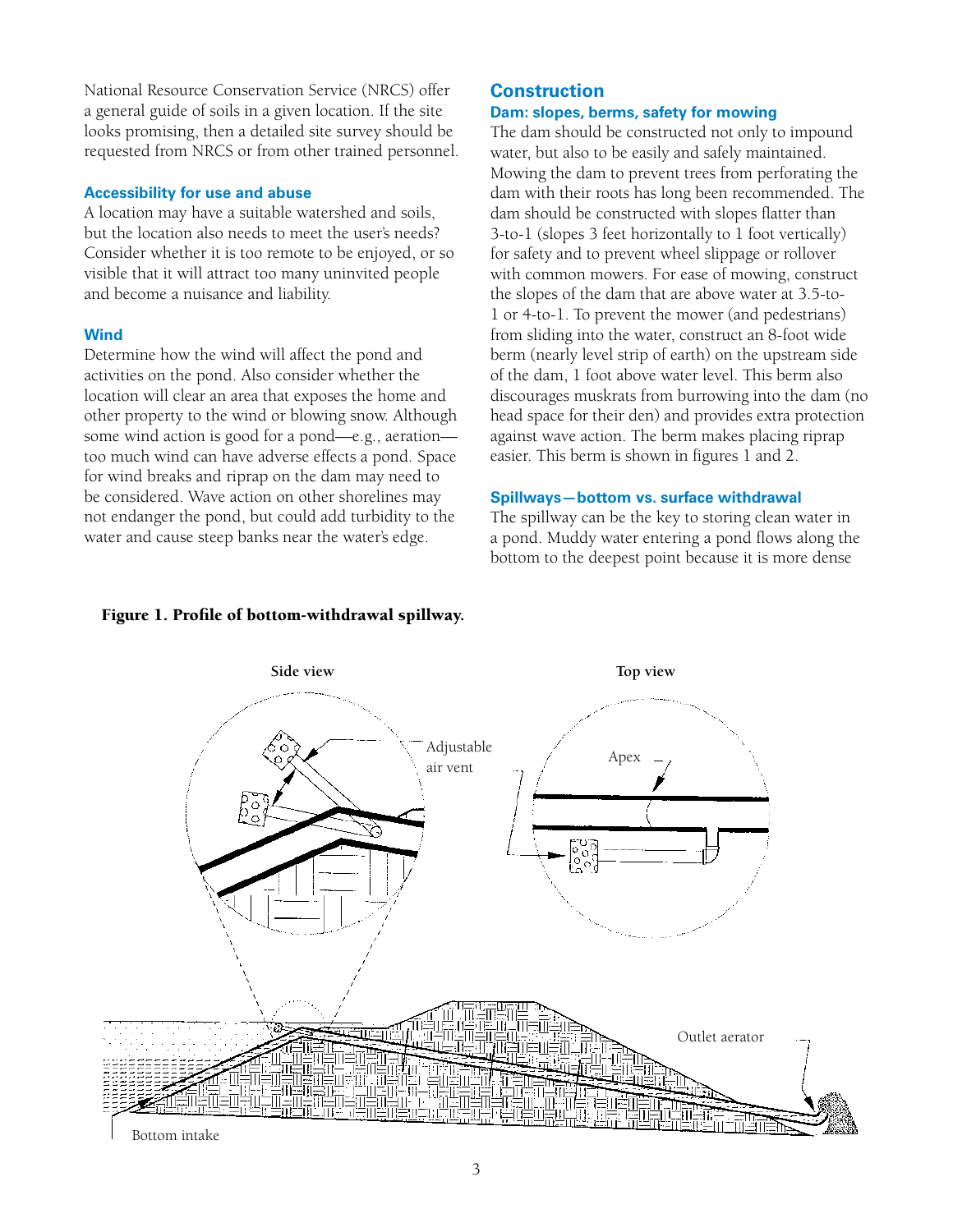National Resource Conservation Service (NRCS) offer a general guide of soils in a given location. If the site looks promising, then a detailed site survey should be requested from NRCS or from other trained personnel.

### Accessibility for use and abuse

A location may have a suitable watershed and soils, but the location also needs to meet the user's needs? Consider whether it is too remote to be enjoyed, or so visible that it will attract too many uninvited people and become a nuisance and liability.

### Wind

Determine how the wind will affect the pond and activities on the pond. Also consider whether the location will clear an area that exposes the home and other property to the wind or blowing snow. Although some wind action is good for a pond—e.g., aeration—too much wind can have adverse effects a pond. Space for wind breaks and riprap on the dam may need to be considered. Wave action on other shorelines may not endanger the pond, but could add turbidity to the water and cause steep banks near the water's edge.

## Construction

### Dam: slopes, berms, safety for mowing

The dam should be constructed not only to impound water, but also to be easily and safely maintained. Mowing the dam to prevent trees from perforating the dam with their roots has long been recommended. The dam should be constructed with slopes flatter than 3-to-1 (slopes 3 feet horizontally to 1 foot vertically) for safety and to prevent wheel slippage or rollover with common mowers. For ease of mowing, construct the slopes of the dam that are above water at 3.5-to-1 or 4-to-1. To prevent the mower (and pedestrians) from sliding into the water, construct an 8-foot wide berm (nearly level strip of earth) on the upstream side of the dam, 1 foot above water level. This berm also discourages muskrats from burrowing into the dam (no head space for their den) and provides extra protection against wave action. The berm makes placing riprap easier. This berm is shown in figures 1 and 2.

### Spillways—bottom vs. surface withdrawal

The spillway can be the key to storing clean water in a pond. Muddy water entering a pond flows along the bottom to the deepest point because it is more dense

**Figure 1. Profile of bottom-withdrawal spillway.**

Side view — Adjustable air vent

Top view — Apex

Outlet aerator

Bottom intake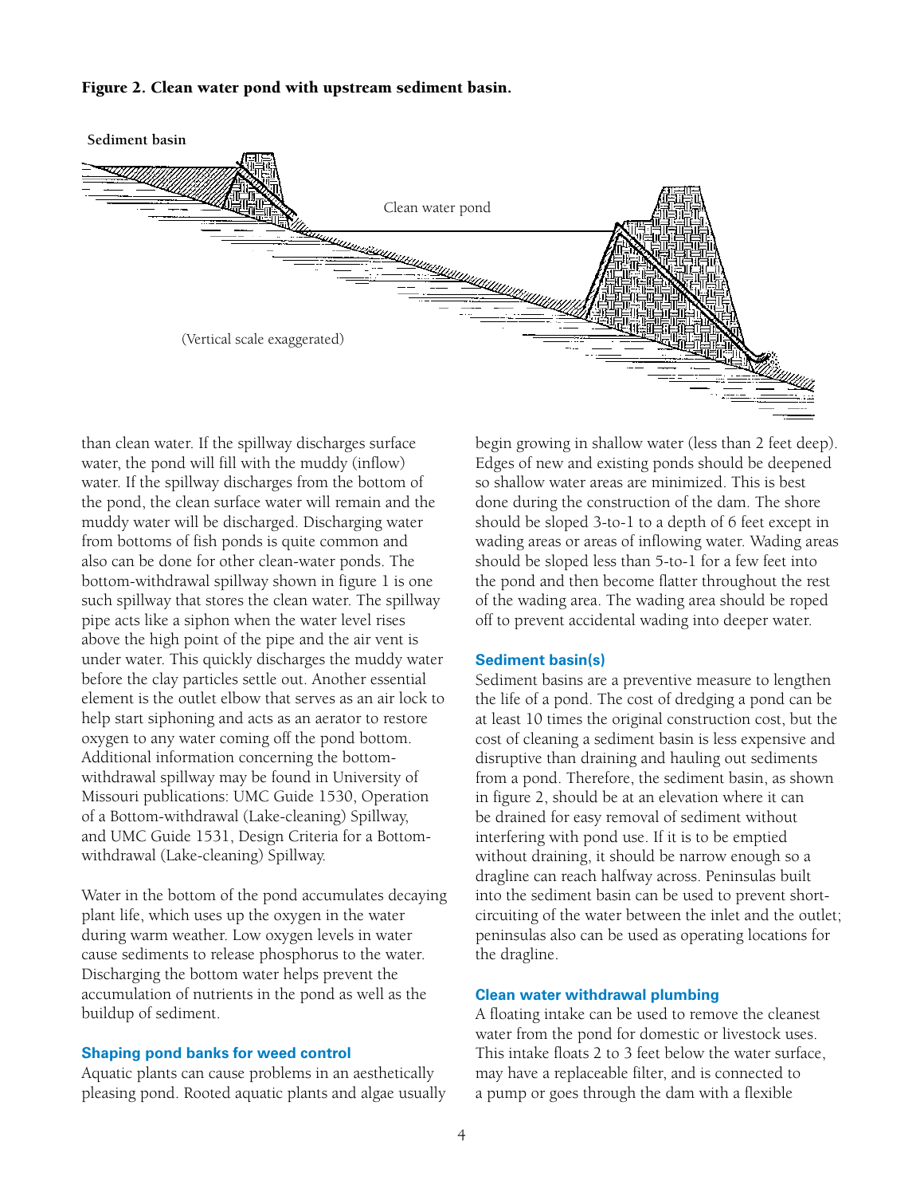**Figure 2. Clean water pond with upstream sediment basin.**

Sediment basin

Clean water pond

(Vertical scale exaggerated)

than clean water. If the spillway discharges surface water, the pond will fill with the muddy (inflow) water. If the spillway discharges from the bottom of the pond, the clean surface water will remain and the muddy water will be discharged. Discharging water from bottoms of fish ponds is quite common and also can be done for other clean-water ponds. The bottom-withdrawal spillway shown in figure 1 is one such spillway that stores the clean water. The spillway pipe acts like a siphon when the water level rises above the high point of the pipe and the air vent is under water. This quickly discharges the muddy water before the clay particles settle out. Another essential element is the outlet elbow that serves as an air lock to help start siphoning and acts as an aerator to restore oxygen to any water coming off the pond bottom. Additional information concerning the bottom-withdrawal spillway may be found in University of Missouri publications: UMC Guide 1530, Operation of a Bottom-withdrawal (Lake-cleaning) Spillway, and UMC Guide 1531, Design Criteria for a Bottom-withdrawal (Lake-cleaning) Spillway.

Water in the bottom of the pond accumulates decaying plant life, which uses up the oxygen in the water during warm weather. Low oxygen levels in water cause sediments to release phosphorus to the water. Discharging the bottom water helps prevent the accumulation of nutrients in the pond as well as the buildup of sediment.

### Shaping pond banks for weed control

Aquatic plants can cause problems in an aesthetically pleasing pond. Rooted aquatic plants and algae usually begin growing in shallow water (less than 2 feet deep). Edges of new and existing ponds should be deepened so shallow water areas are minimized. This is best done during the construction of the dam. The shore should be sloped 3-to-1 to a depth of 6 feet except in wading areas or areas of inflowing water. Wading areas should be sloped less than 5-to-1 for a few feet into the pond and then become flatter throughout the rest of the wading area. The wading area should be roped off to prevent accidental wading into deeper water.

### Sediment basin(s)

Sediment basins are a preventive measure to lengthen the life of a pond. The cost of dredging a pond can be at least 10 times the original construction cost, but the cost of cleaning a sediment basin is less expensive and disruptive than draining and hauling out sediments from a pond. Therefore, the sediment basin, as shown in figure 2, should be at an elevation where it can be drained for easy removal of sediment without interfering with pond use. If it is to be emptied without draining, it should be narrow enough so a dragline can reach halfway across. Peninsulas built into the sediment basin can be used to prevent short-circuiting of the water between the inlet and the outlet; peninsulas also can be used as operating locations for the dragline.

### Clean water withdrawal plumbing

A floating intake can be used to remove the cleanest water from the pond for domestic or livestock uses. This intake floats 2 to 3 feet below the water surface, may have a replaceable filter, and is connected to a pump or goes through the dam with a flexible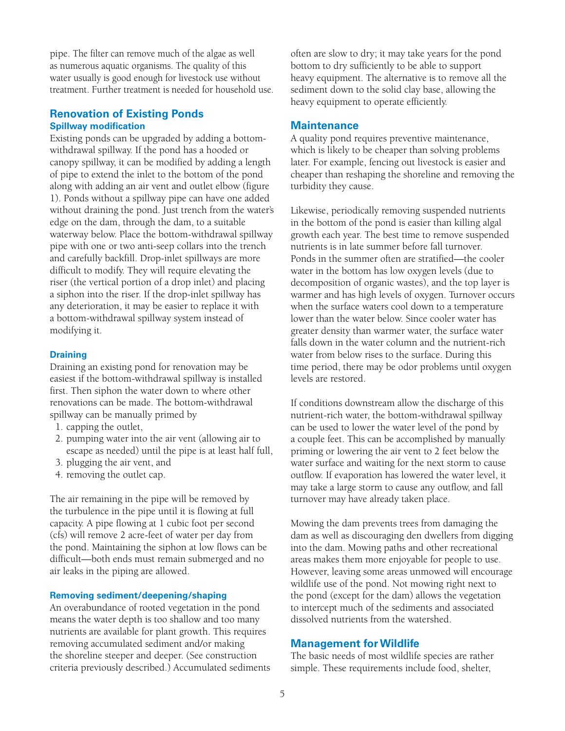pipe. The filter can remove much of the algae as well as numerous aquatic organisms. The quality of this water usually is good enough for livestock use without treatment. Further treatment is needed for household use.

## Renovation of Existing Ponds

### Spillway modification

Existing ponds can be upgraded by adding a bottom-withdrawal spillway. If the pond has a hooded or canopy spillway, it can be modified by adding a length of pipe to extend the inlet to the bottom of the pond along with adding an air vent and outlet elbow (figure 1). Ponds without a spillway pipe can have one added without draining the pond. Just trench from the water's edge on the dam, through the dam, to a suitable waterway below. Place the bottom-withdrawal spillway pipe with one or two anti-seep collars into the trench and carefully backfill. Drop-inlet spillways are more difficult to modify. They will require elevating the riser (the vertical portion of a drop inlet) and placing a siphon into the riser. If the drop-inlet spillway has any deterioration, it may be easier to replace it with a bottom-withdrawal spillway system instead of modifying it.

### Draining

Draining an existing pond for renovation may be easiest if the bottom-withdrawal spillway is installed first. Then siphon the water down to where other renovations can be made. The bottom-withdrawal spillway can be manually primed by

1. capping the outlet,
2. pumping water into the air vent (allowing air to escape as needed) until the pipe is at least half full,
3. plugging the air vent, and
4. removing the outlet cap.

The air remaining in the pipe will be removed by the turbulence in the pipe until it is flowing at full capacity. A pipe flowing at 1 cubic foot per second (cfs) will remove 2 acre-feet of water per day from the pond. Maintaining the siphon at low flows can be difficult—both ends must remain submerged and no air leaks in the piping are allowed.

### Removing sediment/deepening/shaping

An overabundance of rooted vegetation in the pond means the water depth is too shallow and too many nutrients are available for plant growth. This requires removing accumulated sediment and/or making the shoreline steeper and deeper. (See construction criteria previously described.) Accumulated sediments often are slow to dry; it may take years for the pond bottom to dry sufficiently to be able to support heavy equipment. The alternative is to remove all the sediment down to the solid clay base, allowing the heavy equipment to operate efficiently.

## Maintenance

A quality pond requires preventive maintenance, which is likely to be cheaper than solving problems later. For example, fencing out livestock is easier and cheaper than reshaping the shoreline and removing the turbidity they cause.

Likewise, periodically removing suspended nutrients in the bottom of the pond is easier than killing algal growth each year. The best time to remove suspended nutrients is in late summer before fall turnover. Ponds in the summer often are stratified—the cooler water in the bottom has low oxygen levels (due to decomposition of organic wastes), and the top layer is warmer and has high levels of oxygen. Turnover occurs when the surface waters cool down to a temperature lower than the water below. Since cooler water has greater density than warmer water, the surface water falls down in the water column and the nutrient-rich water from below rises to the surface. During this time period, there may be odor problems until oxygen levels are restored.

If conditions downstream allow the discharge of this nutrient-rich water, the bottom-withdrawal spillway can be used to lower the water level of the pond by a couple feet. This can be accomplished by manually priming or lowering the air vent to 2 feet below the water surface and waiting for the next storm to cause outflow. If evaporation has lowered the water level, it may take a large storm to cause any outflow, and fall turnover may have already taken place.

Mowing the dam prevents trees from damaging the dam as well as discouraging den dwellers from digging into the dam. Mowing paths and other recreational areas makes them more enjoyable for people to use. However, leaving some areas unmowed will encourage wildlife use of the pond. Not mowing right next to the pond (except for the dam) allows the vegetation to intercept much of the sediments and associated dissolved nutrients from the watershed.

## Management for Wildlife

The basic needs of most wildlife species are rather simple. These requirements include food, shelter,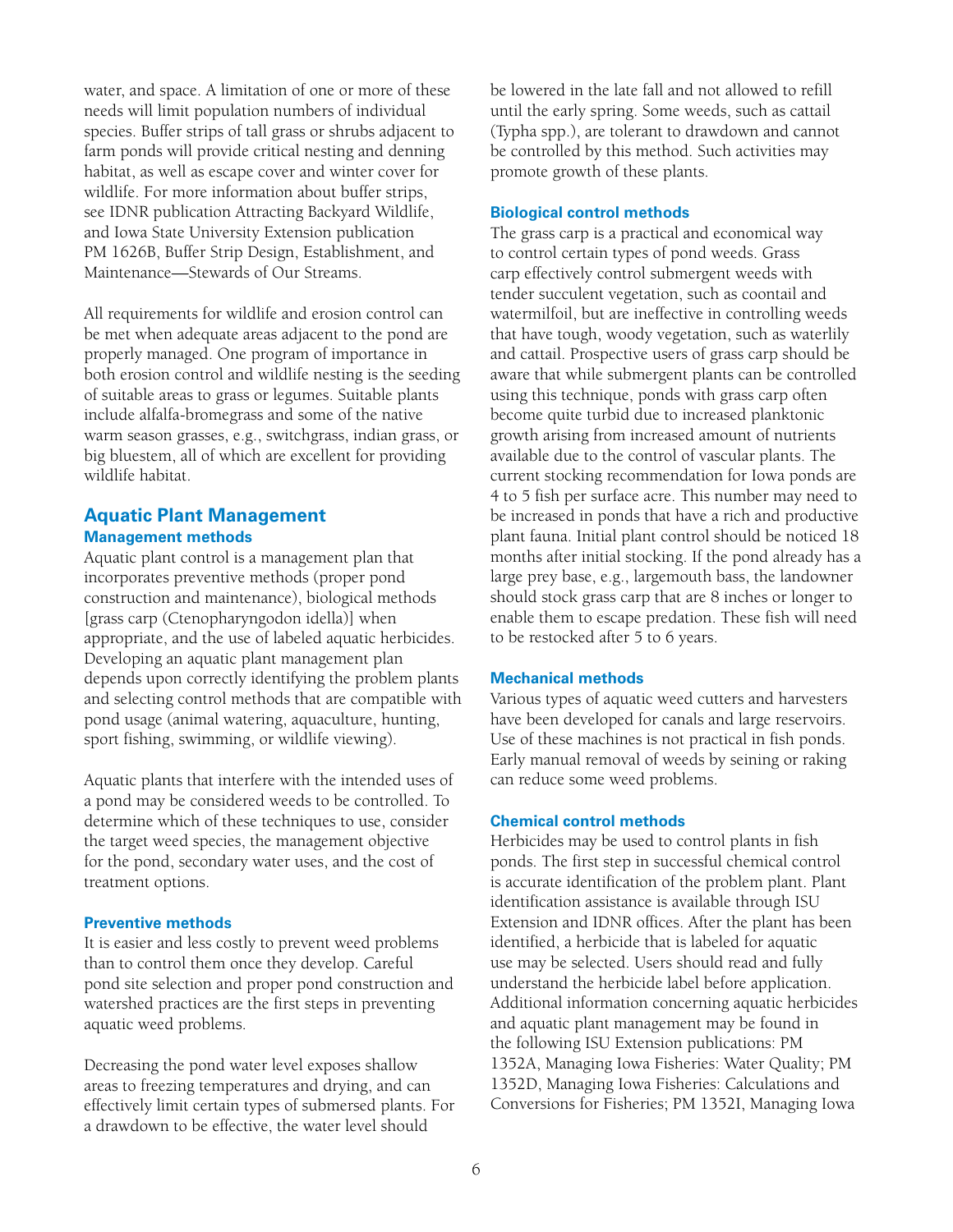water, and space. A limitation of one or more of these needs will limit population numbers of individual species. Buffer strips of tall grass or shrubs adjacent to farm ponds will provide critical nesting and denning habitat, as well as escape cover and winter cover for wildlife. For more information about buffer strips, see IDNR publication Attracting Backyard Wildlife, and Iowa State University Extension publication PM 1626B, Buffer Strip Design, Establishment, and Maintenance—Stewards of Our Streams.

All requirements for wildlife and erosion control can be met when adequate areas adjacent to the pond are properly managed. One program of importance in both erosion control and wildlife nesting is the seeding of suitable areas to grass or legumes. Suitable plants include alfalfa-bromegrass and some of the native warm season grasses, e.g., switchgrass, indian grass, or big bluestem, all of which are excellent for providing wildlife habitat.

## Aquatic Plant Management

### Management methods

Aquatic plant control is a management plan that incorporates preventive methods (proper pond construction and maintenance), biological methods [grass carp (Ctenopharyngodon idella)] when appropriate, and the use of labeled aquatic herbicides. Developing an aquatic plant management plan depends upon correctly identifying the problem plants and selecting control methods that are compatible with pond usage (animal watering, aquaculture, hunting, sport fishing, swimming, or wildlife viewing).

Aquatic plants that interfere with the intended uses of a pond may be considered weeds to be controlled. To determine which of these techniques to use, consider the target weed species, the management objective for the pond, secondary water uses, and the cost of treatment options.

### Preventive methods

It is easier and less costly to prevent weed problems than to control them once they develop. Careful pond site selection and proper pond construction and watershed practices are the first steps in preventing aquatic weed problems.

Decreasing the pond water level exposes shallow areas to freezing temperatures and drying, and can effectively limit certain types of submersed plants. For a drawdown to be effective, the water level should be lowered in the late fall and not allowed to refill until the early spring. Some weeds, such as cattail (Typha spp.), are tolerant to drawdown and cannot be controlled by this method. Such activities may promote growth of these plants.

### Biological control methods

The grass carp is a practical and economical way to control certain types of pond weeds. Grass carp effectively control submergent weeds with tender succulent vegetation, such as coontail and watermilfoil, but are ineffective in controlling weeds that have tough, woody vegetation, such as waterlily and cattail. Prospective users of grass carp should be aware that while submergent plants can be controlled using this technique, ponds with grass carp often become quite turbid due to increased planktonic growth arising from increased amount of nutrients available due to the control of vascular plants. The current stocking recommendation for Iowa ponds are 4 to 5 fish per surface acre. This number may need to be increased in ponds that have a rich and productive plant fauna. Initial plant control should be noticed 18 months after initial stocking. If the pond already has a large prey base, e.g., largemouth bass, the landowner should stock grass carp that are 8 inches or longer to enable them to escape predation. These fish will need to be restocked after 5 to 6 years.

### Mechanical methods

Various types of aquatic weed cutters and harvesters have been developed for canals and large reservoirs. Use of these machines is not practical in fish ponds. Early manual removal of weeds by seining or raking can reduce some weed problems.

### Chemical control methods

Herbicides may be used to control plants in fish ponds. The first step in successful chemical control is accurate identification of the problem plant. Plant identification assistance is available through ISU Extension and IDNR offices. After the plant has been identified, a herbicide that is labeled for aquatic use may be selected. Users should read and fully understand the herbicide label before application. Additional information concerning aquatic herbicides and aquatic plant management may be found in the following ISU Extension publications: PM 1352A, Managing Iowa Fisheries: Water Quality; PM 1352D, Managing Iowa Fisheries: Calculations and Conversions for Fisheries; PM 1352I, Managing Iowa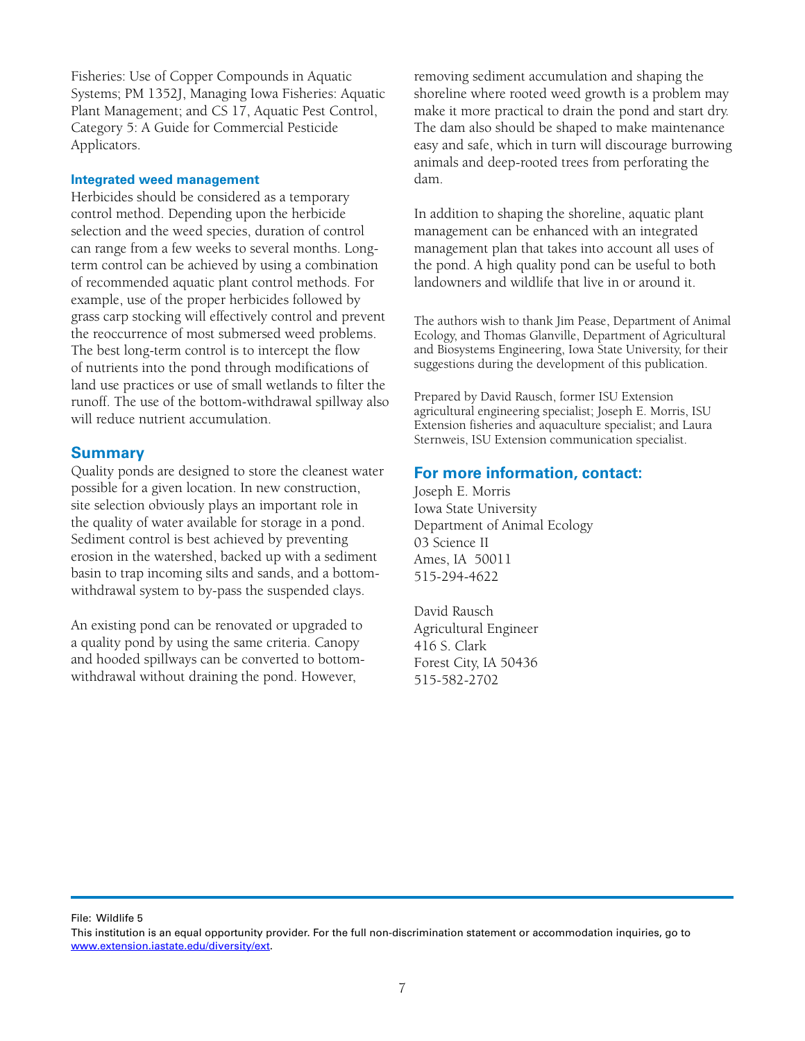Fisheries: Use of Copper Compounds in Aquatic Systems; PM 1352J, Managing Iowa Fisheries: Aquatic Plant Management; and CS 17, Aquatic Pest Control, Category 5: A Guide for Commercial Pesticide Applicators.

### Integrated weed management

Herbicides should be considered as a temporary control method. Depending upon the herbicide selection and the weed species, duration of control can range from a few weeks to several months. Long-term control can be achieved by using a combination of recommended aquatic plant control methods. For example, use of the proper herbicides followed by grass carp stocking will effectively control and prevent the reoccurrence of most submersed weed problems. The best long-term control is to intercept the flow of nutrients into the pond through modifications of land use practices or use of small wetlands to filter the runoff. The use of the bottom-withdrawal spillway also will reduce nutrient accumulation.

## Summary

Quality ponds are designed to store the cleanest water possible for a given location. In new construction, site selection obviously plays an important role in the quality of water available for storage in a pond. Sediment control is best achieved by preventing erosion in the watershed, backed up with a sediment basin to trap incoming silts and sands, and a bottom-withdrawal system to by-pass the suspended clays.

An existing pond can be renovated or upgraded to a quality pond by using the same criteria. Canopy and hooded spillways can be converted to bottom-withdrawal without draining the pond. However, removing sediment accumulation and shaping the shoreline where rooted weed growth is a problem may make it more practical to drain the pond and start dry. The dam also should be shaped to make maintenance easy and safe, which in turn will discourage burrowing animals and deep-rooted trees from perforating the dam.

In addition to shaping the shoreline, aquatic plant management can be enhanced with an integrated management plan that takes into account all uses of the pond. A high quality pond can be useful to both landowners and wildlife that live in or around it.

The authors wish to thank Jim Pease, Department of Animal Ecology, and Thomas Glanville, Department of Agricultural and Biosystems Engineering, Iowa State University, for their suggestions during the development of this publication.

Prepared by David Rausch, former ISU Extension agricultural engineering specialist; Joseph E. Morris, ISU Extension fisheries and aquaculture specialist; and Laura Sternweis, ISU Extension communication specialist.

## For more information, contact:

Joseph E. Morris
Iowa State University
Department of Animal Ecology
03 Science II
Ames, IA 50011
515-294-4622

David Rausch
Agricultural Engineer
416 S. Clark
Forest City, IA 50436
515-582-2702

File: Wildlife 5

This institution is an equal opportunity provider. For the full non-discrimination statement or accommodation inquiries, go to www.extension.iastate.edu/diversity/ext.